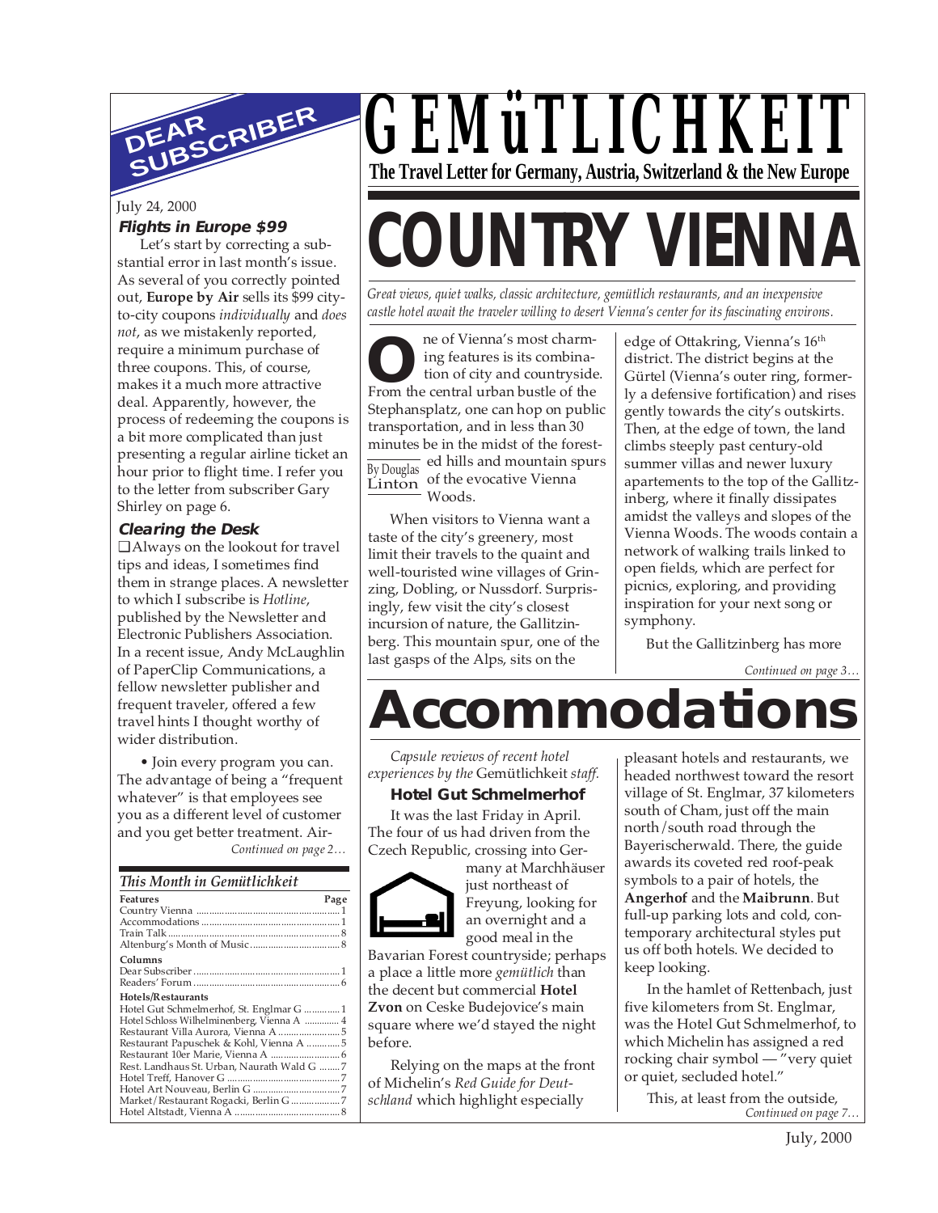# GEMüTLICHKEIT

**The Travel Letter for Germany, Austria, Switzerland & the New Europe**

## DEAR SUBSCRIBER

July 24, 2000

### Flights in Europe $99

Let's start by correcting a substantial error in last month's issue. As several of you correctly pointed out, **Europe by Air** sells its $99 city-to-city coupons *individually* and *does not*, as we mistakenly reported, require a minimum purchase of three coupons. This, of course, makes it a much more attractive deal. Apparently, however, the process of redeeming the coupons is a bit more complicated than just presenting a regular airline ticket an hour prior to flight time. I refer you to the letter from subscriber Gary Shirley on page 6.

### Clearing the Desk

❑ Always on the lookout for travel tips and ideas, I sometimes find them in strange places. A newsletter to which I subscribe is *Hotline*, published by the Newsletter and Electronic Publishers Association. In a recent issue, Andy McLaughlin of PaperClip Communications, a fellow newsletter publisher and frequent traveler, offered a few travel hints I thought worthy of wider distribution.

• Join every program you can. The advantage of being a "frequent whatever" is that employees see you as a different level of customer and you get better treatment. Air-

*Continued on page 2…*

### This Month in Gemütlichkeit

| Features | Page |
|---|---|
| Country Vienna | 1 |
| Accommodations | 1 |
| Train Talk | 8 |
| Altenburg's Month of Music | 8 |
| **Columns** | |
| Dear Subscriber | 1 |
| Readers' Forum | 6 |
| **Hotels/Restaurants** | |
| Hotel Gut Schmelmerhof, St. Englmar G | 1 |
| Hotel Schloss Wilhelminenberg, Vienna A | 4 |
| Restaurant Villa Aurora, Vienna A | 5 |
| Restaurant Papuschek & Kohl, Vienna A | 5 |
| Restaurant 10er Marie, Vienna A | 6 |
| Rest. Landhaus St. Urban, Naurath Wald G | 7 |
| Hotel Treff, Hanover G | 7 |
| Hotel Art Nouveau, Berlin G | 7 |
| Market/Restaurant Rogacki, Berlin G | 7 |
| Hotel Altstadt, Vienna A | 8 |

# COUNTRY VIENNA

*Great views, quiet walks, classic architecture, gemütlich restaurants, and an inexpensive castle hotel await the traveler willing to desert Vienna's center for its fascinating environs.*

By Douglas Linton

One of Vienna's most charming features is its combination of city and countryside. From the central urban bustle of the Stephansplatz, one can hop on public transportation, and in less than 30 minutes be in the midst of the forested hills and mountain spurs of the evocative Vienna Woods.

When visitors to Vienna want a taste of the city's greenery, most limit their travels to the quaint and well-touristed wine villages of Grinzing, Dobling, or Nussdorf. Surprisingly, few visit the city's closest incursion of nature, the Gallitzinberg. This mountain spur, one of the last gasps of the Alps, sits on the edge of Ottakring, Vienna's 16th district. The district begins at the Gürtel (Vienna's outer ring, formerly a defensive fortification) and rises gently towards the city's outskirts. Then, at the edge of town, the land climbs steeply past century-old summer villas and newer luxury apartements to the top of the Gallitzinberg, where it finally dissipates amidst the valleys and slopes of the Vienna Woods. The woods contain a network of walking trails linked to open fields, which are perfect for picnics, exploring, and providing inspiration for your next song or symphony.

But the Gallitzinberg has more

*Continued on page 3…*

# Accommodations

*Capsule reviews of recent hotel experiences by the* Gemütlichkeit *staff.*

### Hotel Gut Schmelmerhof

It was the last Friday in April. The four of us had driven from the Czech Republic, crossing into Germany at Marchhäuser just northeast of Freyung, looking for an overnight and a good meal in the Bavarian Forest countryside; perhaps a place a little more *gemütlich* than the decent but commercial **Hotel Zvon** on Ceske Budejovice's main square where we'd stayed the night before.

Relying on the maps at the front of Michelin's *Red Guide for Deutschland* which highlight especially pleasant hotels and restaurants, we headed northwest toward the resort village of St. Englmar, 37 kilometers south of Cham, just off the main north/south road through the Bayerischerwald. There, the guide awards its coveted red roof-peak symbols to a pair of hotels, the **Angerhof** and the **Maibrunn**. But full-up parking lots and cold, contemporary architectural styles put us off both hotels. We decided to keep looking.

In the hamlet of Rettenbach, just five kilometers from St. Englmar, was the Hotel Gut Schmelmerhof, to which Michelin has assigned a red rocking chair symbol — "very quiet or quiet, secluded hotel."

This, at least from the outside,

*Continued on page 7…*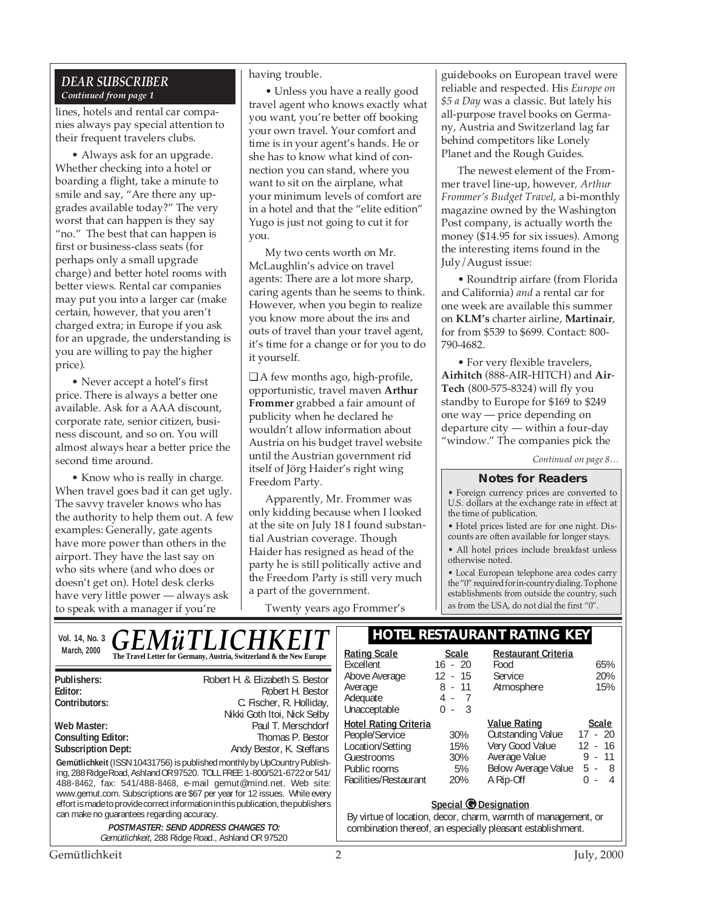## DEAR SUBSCRIBER

*Continued from page 1*

lines, hotels and rental car companies always pay special attention to their frequent travelers clubs.

• Always ask for an upgrade. Whether checking into a hotel or boarding a flight, take a minute to smile and say, "Are there any upgrades available today?" The very worst that can happen is they say "no." The best that can happen is first or business-class seats (for perhaps only a small upgrade charge) and better hotel rooms with better views. Rental car companies may put you into a larger car (make certain, however, that you aren't charged extra; in Europe if you ask for an upgrade, the understanding is you are willing to pay the higher price).

• Never accept a hotel's first price. There is always a better one available. Ask for a AAA discount, corporate rate, senior citizen, business discount, and so on. You will almost always hear a better price the second time around.

• Know who is really in charge. When travel goes bad it can get ugly. The savvy traveler knows who has the authority to help them out. A few examples: Generally, gate agents have more power than others in the airport. They have the last say on who sits where (and who does or doesn't get on). Hotel desk clerks have very little power — always ask to speak with a manager if you're having trouble.

• Unless you have a really good travel agent who knows exactly what you want, you're better off booking your own travel. Your comfort and time is in your agent's hands. He or she has to know what kind of connection you can stand, where you want to sit on the airplane, what your minimum levels of comfort are in a hotel and that the "elite edition" Yugo is just not going to cut it for you.

My two cents worth on Mr. McLaughlin's advice on travel agents: There are a lot more sharp, caring agents than he seems to think. However, when you begin to realize you know more about the ins and outs of travel than your travel agent, it's time for a change or for you to do it yourself.

❑ A few months ago, high-profile, opportunistic, travel maven **Arthur Frommer** grabbed a fair amount of publicity when he declared he wouldn't allow information about Austria on his budget travel website until the Austrian government rid itself of Jörg Haider's right wing Freedom Party.

Apparently, Mr. Frommer was only kidding because when I looked at the site on July 18 I found substantial Austrian coverage. Though Haider has resigned as head of the party he is still politically active and the Freedom Party is still very much a part of the government.

Twenty years ago Frommer's guidebooks on European travel were reliable and respected. His *Europe on $5 a Day* was a classic. But lately his all-purpose travel books on Germany, Austria and Switzerland lag far behind competitors like Lonely Planet and the Rough Guides.

The newest element of the Frommer travel line-up, however, *Arthur Frommer's Budget Travel*, a bi-monthly magazine owned by the Washington Post company, is actually worth the money ($14.95 for six issues). Among the interesting items found in the July/August issue:

• Roundtrip airfare (from Florida and California) *and* a rental car for one week are available this summer on **KLM's** charter airline, **Martinair**, for from $539 to $699. Contact: 800-790-4682.

• For very flexible travelers, **Airhitch** (888-AIR-HITCH) and **Air-Tech** (800-575-8324) will fly you standby to Europe for $169 to $249 one way — price depending on departure city — within a four-day "window." The companies pick the

*Continued on page 8…*

### Notes for Readers

• Foreign currency prices are converted to U.S. dollars at the exchange rate in effect at the time of publication.

• Hotel prices listed are for one night. Discounts are often available for longer stays.

• All hotel prices include breakfast unless otherwise noted.

• Local European telephone area codes carry the "0" required for in-country dialing. To phone establishments from outside the country, such as from the USA, do not dial the first "0".

---

Vol. 14, No. 3, March, 2000

# GEMüTLICHKEIT

**The Travel Letter for Germany, Austria, Switzerland & the New Europe**

| | |
|---|---|
| **Publishers:** | Robert H. & Elizabeth S. Bestor |
| **Editor:** | Robert H. Bestor |
| **Contributors:** | C. Fischer, R. Holliday, Nikki Goth Itoi, Nick Selby |
| **Web Master:** | Paul T. Merschdorf |
| **Consulting Editor:** | Thomas P. Bestor |
| **Subscription Dept:** | Andy Bestor, K. Steffans |

**Gemütlichkeit** (ISSN 10431756) is published monthly by UpCountry Publishing, 288 Ridge Road, Ashland OR 97520. TOLL FREE: 1-800/521-6722 or 541/488-8462, fax: 541/488-8468, e-mail gemut@mind.net. Web site: www.gemut.com. Subscriptions are $67 per year for 12 issues. While every effort is made to provide correct information in this publication, the publishers can make no guarantees regarding accuracy.

***POSTMASTER: SEND ADDRESS CHANGES TO:***
*Gemütlichkeit*, 288 Ridge Road., Ashland OR 97520

## HOTEL RESTAURANT RATING KEY

| Rating Scale | Scale |
|---|---|
| Excellent | 16 - 20 |
| Above Average | 12 - 15 |
| Average | 8 - 11 |
| Adequate | 4 - 7 |
| Unacceptable | 0 - 3 |

| Restaurant Criteria | |
|---|---|
| Food | 65% |
| Service | 20% |
| Atmosphere | 15% |

| Hotel Rating Criteria | |
|---|---|
| People/Service | 30% |
| Location/Setting | 15% |
| Guestrooms | 30% |
| Public rooms | 5% |
| Facilities/Restaurant | 20% |

| Value Rating | Scale |
|---|---|
| Outstanding Value | 17 - 20 |
| Very Good Value | 12 - 16 |
| Average Value | 9 - 11 |
| Below Average Value | 5 - 8 |
| A Rip-Off | 0 - 4 |

**Special G Designation**

By virtue of location, decor, charm, warmth of management, or combination thereof, an especially pleasant establishment.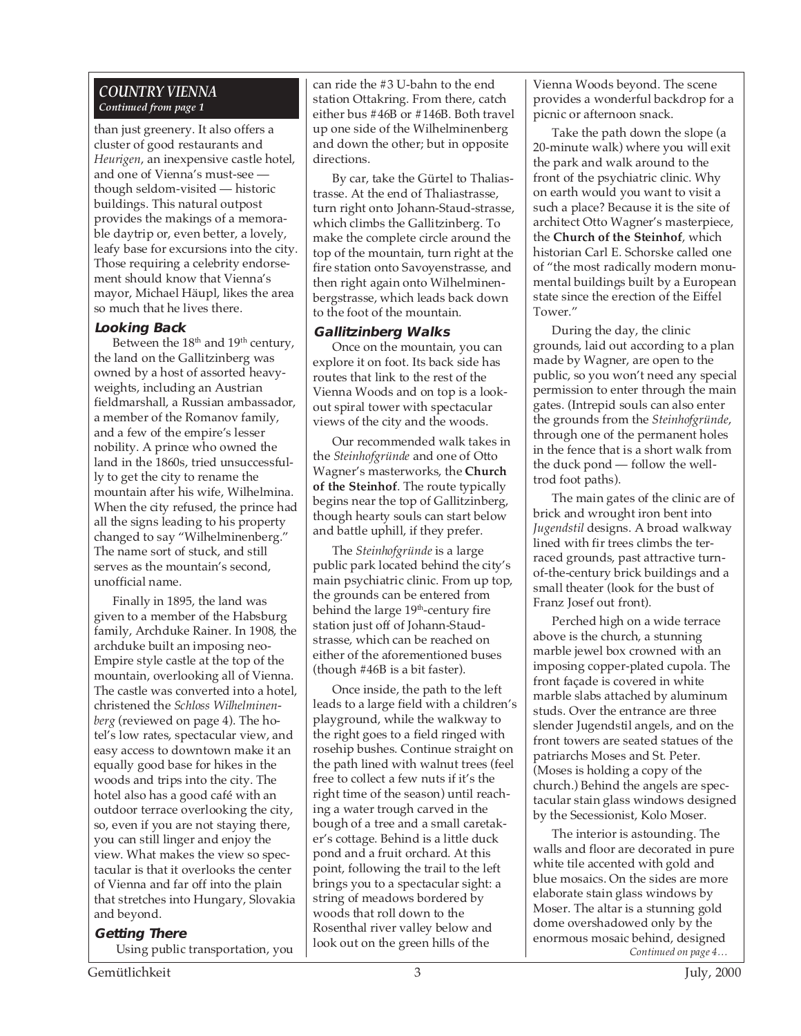## COUNTRY VIENNA

*Continued from page 1*

than just greenery. It also offers a cluster of good restaurants and *Heurigen*, an inexpensive castle hotel, and one of Vienna's must-see — though seldom-visited — historic buildings. This natural outpost provides the makings of a memorable daytrip or, even better, a lovely, leafy base for excursions into the city. Those requiring a celebrity endorsement should know that Vienna's mayor, Michael Häupl, likes the area so much that he lives there.

### Looking Back

Between the 18th and 19th century, the land on the Gallitzinberg was owned by a host of assorted heavyweights, including an Austrian fieldmarshall, a Russian ambassador, a member of the Romanov family, and a few of the empire's lesser nobility. A prince who owned the land in the 1860s, tried unsuccessfully to get the city to rename the mountain after his wife, Wilhelmina. When the city refused, the prince had all the signs leading to his property changed to say "Wilhelminenberg." The name sort of stuck, and still serves as the mountain's second, unofficial name.

Finally in 1895, the land was given to a member of the Habsburg family, Archduke Rainer. In 1908, the archduke built an imposing neo-Empire style castle at the top of the mountain, overlooking all of Vienna. The castle was converted into a hotel, christened the *Schloss Wilhelminenberg* (reviewed on page 4). The hotel's low rates, spectacular view, and easy access to downtown make it an equally good base for hikes in the woods and trips into the city. The hotel also has a good café with an outdoor terrace overlooking the city, so, even if you are not staying there, you can still linger and enjoy the view. What makes the view so spectacular is that it overlooks the center of Vienna and far off into the plain that stretches into Hungary, Slovakia and beyond.

### Getting There

Using public transportation, you can ride the #3 U-bahn to the end station Ottakring. From there, catch either bus #46B or #146B. Both travel up one side of the Wilhelminenberg and down the other; but in opposite directions.

By car, take the Gürtel to Thaliastrasse. At the end of Thaliastrasse, turn right onto Johann-Staud-strasse, which climbs the Gallitzinberg. To make the complete circle around the top of the mountain, turn right at the fire station onto Savoyenstrasse, and then right again onto Wilhelminenbergstrasse, which leads back down to the foot of the mountain.

### Gallitzinberg Walks

Once on the mountain, you can explore it on foot. Its back side has routes that link to the rest of the Vienna Woods and on top is a lookout spiral tower with spectacular views of the city and the woods.

Our recommended walk takes in the *Steinhofgründe* and one of Otto Wagner's masterworks, the **Church of the Steinhof**. The route typically begins near the top of Gallitzinberg, though hearty souls can start below and battle uphill, if they prefer.

The *Steinhofgründe* is a large public park located behind the city's main psychiatric clinic. From up top, the grounds can be entered from behind the large 19th-century fire station just off of Johann-Staud-strasse, which can be reached on either of the aforementioned buses (though #46B is a bit faster).

Once inside, the path to the left leads to a large field with a children's playground, while the walkway to the right goes to a field ringed with rosehip bushes. Continue straight on the path lined with walnut trees (feel free to collect a few nuts if it's the right time of the season) until reaching a water trough carved in the bough of a tree and a small caretaker's cottage. Behind is a little duck pond and a fruit orchard. At this point, following the trail to the left brings you to a spectacular sight: a string of meadows bordered by woods that roll down to the Rosenthal river valley below and look out on the green hills of the Vienna Woods beyond. The scene provides a wonderful backdrop for a picnic or afternoon snack.

Take the path down the slope (a 20-minute walk) where you will exit the park and walk around to the front of the psychiatric clinic. Why on earth would you want to visit a such a place? Because it is the site of architect Otto Wagner's masterpiece, the **Church of the Steinhof**, which historian Carl E. Schorske called one of "the most radically modern monumental buildings built by a European state since the erection of the Eiffel Tower."

During the day, the clinic grounds, laid out according to a plan made by Wagner, are open to the public, so you won't need any special permission to enter through the main gates. (Intrepid souls can also enter the grounds from the *Steinhofgründe*, through one of the permanent holes in the fence that is a short walk from the duck pond — follow the well-trod foot paths).

The main gates of the clinic are of brick and wrought iron bent into *Jugendstil* designs. A broad walkway lined with fir trees climbs the terraced grounds, past attractive turn-of-the-century brick buildings and a small theater (look for the bust of Franz Josef out front).

Perched high on a wide terrace above is the church, a stunning marble jewel box crowned with an imposing copper-plated cupola. The front façade is covered in white marble slabs attached by aluminum studs. Over the entrance are three slender Jugendstil angels, and on the front towers are seated statues of the patriarchs Moses and St. Peter. (Moses is holding a copy of the church.) Behind the angels are spectacular stain glass windows designed by the Secessionist, Kolo Moser.

The interior is astounding. The walls and floor are decorated in pure white tile accented with gold and blue mosaics. On the sides are more elaborate stain glass windows by Moser. The altar is a stunning gold dome overshadowed only by the enormous mosaic behind, designed

*Continued on page 4…*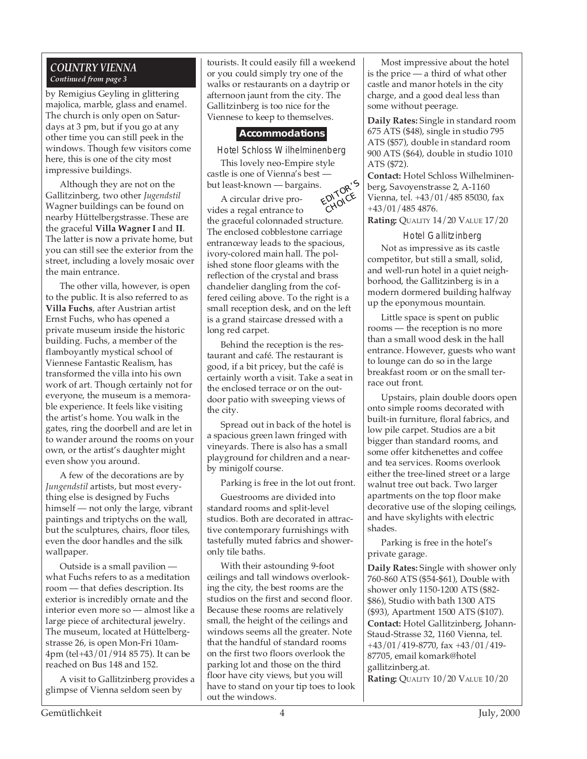## COUNTRY VIENNA
*Continued from page 3*

by Remigius Geyling in glittering majolica, marble, glass and enamel. The church is only open on Saturdays at 3 pm, but if you go at any other time you can still peek in the windows. Though few visitors come here, this is one of the city most impressive buildings.

Although they are not on the Gallitzinberg, two other *Jugendstil* Wagner buildings can be found on nearby Hüttelbergstrasse. These are the graceful **Villa Wagner I** and **II**. The latter is now a private home, but you can still see the exterior from the street, including a lovely mosaic over the main entrance.

The other villa, however, is open to the public. It is also referred to as **Villa Fuchs**, after Austrian artist Ernst Fuchs, who has opened a private museum inside the historic building. Fuchs, a member of the flamboyantly mystical school of Viennese Fantastic Realism, has transformed the villa into his own work of art. Though certainly not for everyone, the museum is a memorable experience. It feels like visiting the artist's home. You walk in the gates, ring the doorbell and are let in to wander around the rooms on your own, or the artist's daughter might even show you around.

A few of the decorations are by *Jungendstil* artists, but most everything else is designed by Fuchs himself — not only the large, vibrant paintings and triptychs on the wall, but the sculptures, chairs, floor tiles, even the door handles and the silk wallpaper.

Outside is a small pavilion — what Fuchs refers to as a meditation room — that defies description. Its exterior is incredibly ornate and the interior even more so — almost like a large piece of architectural jewelry. The museum, located at Hüttelbergstrasse 26, is open Mon-Fri 10am-4pm (tel+43/01/914 85 75). It can be reached on Bus 148 and 152.

A visit to Gallitzinberg provides a glimpse of Vienna seldom seen by tourists. It could easily fill a weekend or you could simply try one of the walks or restaurants on a daytrip or afternoon jaunt from the city. The Gallitzinberg is too nice for the Viennese to keep to themselves.

### Accommodations

#### Hotel Schloss Wilhelminenberg

This lovely neo-Empire style castle is one of Vienna's best — but least-known — bargains.

EDITOR'S CHOICE

A circular drive provides a regal entrance to the graceful colonnaded structure. The enclosed cobblestone carriage entranceway leads to the spacious, ivory-colored main hall. The polished stone floor gleams with the reflection of the crystal and brass chandelier dangling from the coffered ceiling above. To the right is a small reception desk, and on the left is a grand staircase dressed with a long red carpet.

Behind the reception is the restaurant and café. The restaurant is good, if a bit pricey, but the café is certainly worth a visit. Take a seat in the enclosed terrace or on the outdoor patio with sweeping views of the city.

Spread out in back of the hotel is a spacious green lawn fringed with vineyards. There is also has a small playground for children and a nearby minigolf course.

Parking is free in the lot out front.

Guestrooms are divided into standard rooms and split-level studios. Both are decorated in attractive contemporary furnishings with tastefully muted fabrics and shower-only tile baths.

With their astounding 9-foot ceilings and tall windows overlooking the city, the best rooms are the studios on the first and second floor. Because these rooms are relatively small, the height of the ceilings and windows seems all the greater. Note that the handful of standard rooms on the first two floors overlook the parking lot and those on the third floor have city views, but you will have to stand on your tip toes to look out the windows.

Most impressive about the hotel is the price — a third of what other castle and manor hotels in the city charge, and a good deal less than some without peerage.

**Daily Rates:** Single in standard room 675 ATS ($48), single in studio 795 ATS ($57), double in standard room 900 ATS ($64), double in studio 1010 ATS ($72).

**Contact:** Hotel Schloss Wilhelminenberg, Savoyenstrasse 2, A-1160 Vienna, tel. +43/01/485 85030, fax +43/01/485 4876.

**Rating:** QUALITY 14/20 VALUE 17/20

#### Hotel Gallitzinberg

Not as impressive as its castle competitor, but still a small, solid, and well-run hotel in a quiet neighborhood, the Gallitzinberg is in a modern dormered building halfway up the eponymous mountain.

Little space is spent on public rooms — the reception is no more than a small wood desk in the hall entrance. However, guests who want to lounge can do so in the large breakfast room or on the small terrace out front.

Upstairs, plain double doors open onto simple rooms decorated with built-in furniture, floral fabrics, and low pile carpet. Studios are a bit bigger than standard rooms, and some offer kitchenettes and coffee and tea services. Rooms overlook either the tree-lined street or a large walnut tree out back. Two larger apartments on the top floor make decorative use of the sloping ceilings, and have skylights with electric shades.

Parking is free in the hotel's private garage.

**Daily Rates:** Single with shower only 760-860 ATS ($54-$61), Double with shower only 1150-1200 ATS ($82-$86), Studio with bath 1300 ATS ($93), Apartment 1500 ATS ($107).

**Contact:** Hotel Gallitzinberg, Johann-Staud-Strasse 32, 1160 Vienna, tel. +43/01/419-8770, fax +43/01/419-87705, email komark@hotelgallitzinberg.at.

**Rating:** QUALITY 10/20 VALUE 10/20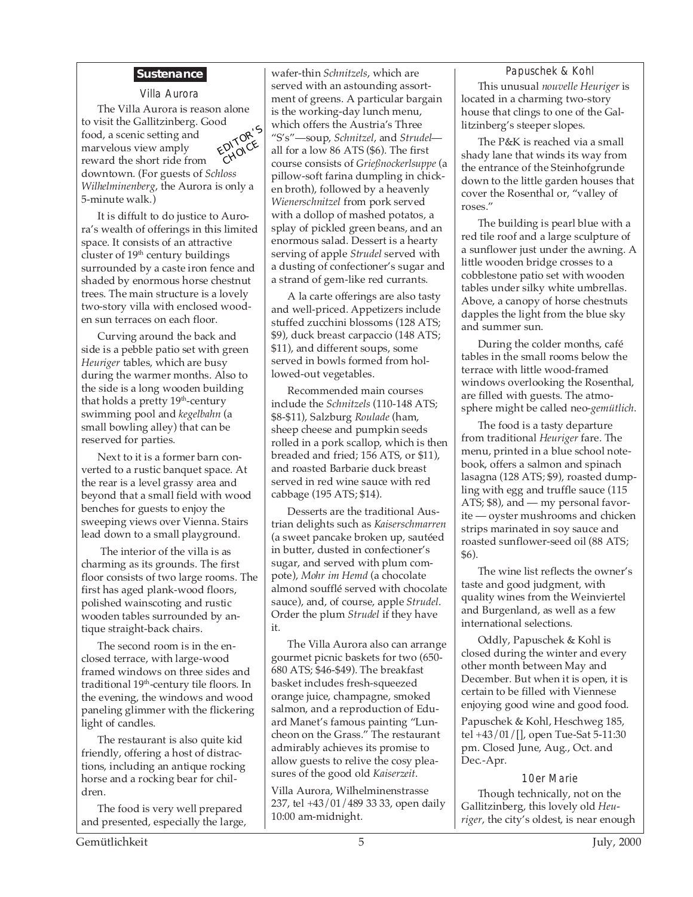## Sustenance

### Villa Aurora

EDITOR'S CHOICE

The Villa Aurora is reason alone to visit the Gallitzinberg. Good food, a scenic setting and marvelous view amply reward the short ride from downtown. (For guests of *Schloss Wilhelminenberg*, the Aurora is only a 5-minute walk.)

It is diffult to do justice to Aurora's wealth of offerings in this limited space. It consists of an attractive cluster of 19th century buildings surrounded by a caste iron fence and shaded by enormous horse chestnut trees. The main structure is a lovely two-story villa with enclosed wooden sun terraces on each floor.

Curving around the back and side is a pebble patio set with green *Heuriger* tables, which are busy during the warmer months. Also to the side is a long wooden building that holds a pretty 19th-century swimming pool and *kegelbahn* (a small bowling alley) that can be reserved for parties.

Next to it is a former barn converted to a rustic banquet space. At the rear is a level grassy area and beyond that a small field with wood benches for guests to enjoy the sweeping views over Vienna. Stairs lead down to a small playground.

The interior of the villa is as charming as its grounds. The first floor consists of two large rooms. The first has aged plank-wood floors, polished wainscoting and rustic wooden tables surrounded by antique straight-back chairs.

The second room is in the enclosed terrace, with large-wood framed windows on three sides and traditional 19th-century tile floors. In the evening, the windows and wood paneling glimmer with the flickering light of candles.

The restaurant is also quite kid friendly, offering a host of distractions, including an antique rocking horse and a rocking bear for children.

The food is very well prepared and presented, especially the large, wafer-thin *Schnitzels*, which are served with an astounding assortment of greens. A particular bargain is the working-day lunch menu, which offers the Austria's Three "S's"—soup, *Schnitzel*, and *Strudel*—all for a low 86 ATS ($6). The first course consists of *Grießnockerlsuppe* (a pillow-soft farina dumpling in chicken broth), followed by a heavenly *Wienerschnitzel* from pork served with a dollop of mashed potatos, a splay of pickled green beans, and an enormous salad. Dessert is a hearty serving of apple *Strudel* served with a dusting of confectioner's sugar and a strand of gem-like red currants.

A la carte offerings are also tasty and well-priced. Appetizers include stuffed zucchini blossoms (128 ATS; $9), duck breast carpaccio (148 ATS; $11), and different soups, some served in bowls formed from hollowed-out vegetables.

Recommended main courses include the *Schnitzels* (110-148 ATS; $8-$11), Salzburg *Roulade* (ham, sheep cheese and pumpkin seeds rolled in a pork scallop, which is then breaded and fried; 156 ATS, or $11), and roasted Barbarie duck breast served in red wine sauce with red cabbage (195 ATS; $14).

Desserts are the traditional Austrian delights such as *Kaiserschmarren* (a sweet pancake broken up, sautéed in butter, dusted in confectioner's sugar, and served with plum compote), *Mohr im Hemd* (a chocolate almond soufflé served with chocolate sauce), and, of course, apple *Strudel*. Order the plum *Strudel* if they have it.

The Villa Aurora also can arrange gourmet picnic baskets for two (650-680 ATS; $46-$49). The breakfast basket includes fresh-squeezed orange juice, champagne, smoked salmon, and a reproduction of Eduard Manet's famous painting "Luncheon on the Grass." The restaurant admirably achieves its promise to allow guests to relive the cosy pleasures of the good old *Kaiserzeit*.

Villa Aurora, Wilhelminenstrasse 237, tel +43/01/489 33 33, open daily 10:00 am-midnight.

### Papuschek & Kohl

This unusual *nouvelle Heuriger* is located in a charming two-story house that clings to one of the Gallitzinberg's steeper slopes.

The P&K is reached via a small shady lane that winds its way from the entrance of the Steinhofgrunde down to the little garden houses that cover the Rosenthal or, "valley of roses."

The building is pearl blue with a red tile roof and a large sculpture of a sunflower just under the awning. A little wooden bridge crosses to a cobblestone patio set with wooden tables under silky white umbrellas. Above, a canopy of horse chestnuts dapples the light from the blue sky and summer sun.

During the colder months, café tables in the small rooms below the terrace with little wood-framed windows overlooking the Rosenthal, are filled with guests. The atmosphere might be called neo-*gemütlich*.

The food is a tasty departure from traditional *Heuriger* fare. The menu, printed in a blue school notebook, offers a salmon and spinach lasagna (128 ATS; $9), roasted dumpling with egg and truffle sauce (115 ATS; $8), and — my personal favorite — oyster mushrooms and chicken strips marinated in soy sauce and roasted sunflower-seed oil (88 ATS; $6).

The wine list reflects the owner's taste and good judgment, with quality wines from the Weinviertel and Burgenland, as well as a few international selections.

Oddly, Papuschek & Kohl is closed during the winter and every other month between May and December. But when it is open, it is certain to be filled with Viennese enjoying good wine and good food.

Papuschek & Kohl, Heschweg 185, tel +43/01/[], open Tue-Sat 5-11:30 pm. Closed June, Aug., Oct. and Dec.-Apr.

### 10er Marie

Though technically, not on the Gallitzinberg, this lovely old *Heuriger*, the city's oldest, is near enough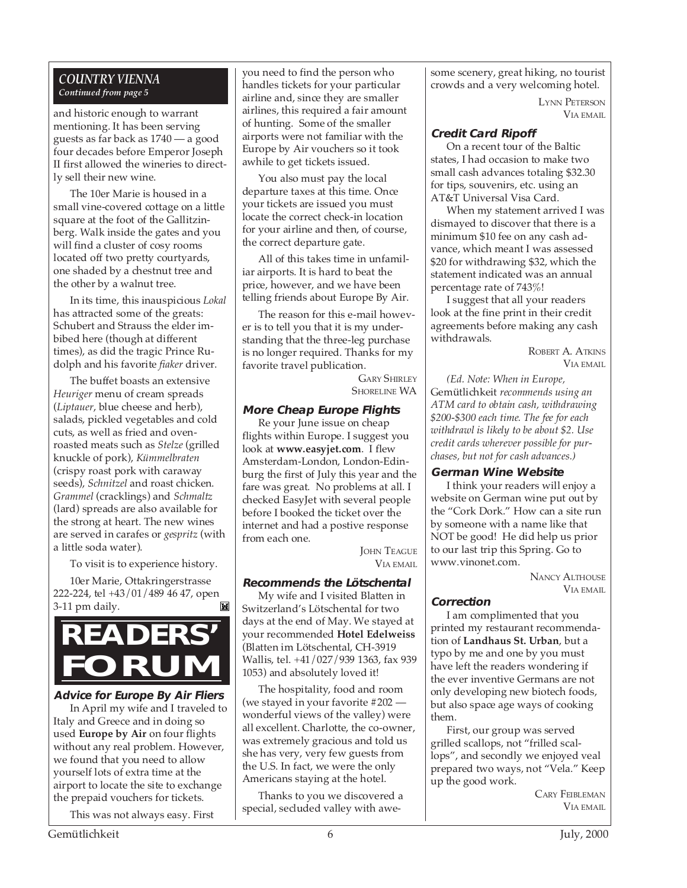*COUNTRY VIENNA*
*Continued from page 5*

and historic enough to warrant mentioning. It has been serving guests as far back as 1740 — a good four decades before Emperor Joseph II first allowed the wineries to directly sell their new wine.

The 10er Marie is housed in a small vine-covered cottage on a little square at the foot of the Gallitzinberg. Walk inside the gates and you will find a cluster of cosy rooms located off two pretty courtyards, one shaded by a chestnut tree and the other by a walnut tree.

In its time, this inauspicious *Lokal* has attracted some of the greats: Schubert and Strauss the elder imbibed here (though at different times), as did the tragic Prince Rudolph and his favorite *fiaker* driver.

The buffet boasts an extensive *Heuriger* menu of cream spreads (*Liptauer*, blue cheese and herb), salads, pickled vegetables and cold cuts, as well as fried and oven-roasted meats such as *Stelze* (grilled knuckle of pork), *Kümmelbraten* (crispy roast pork with caraway seeds), *Schnitzel* and roast chicken. *Grammel* (cracklings) and *Schmaltz* (lard) spreads are also available for the strong at heart. The new wines are served in carafes or *gespritz* (with a little soda water).

To visit is to experience history.

10er Marie, Ottakringerstrasse 222-224, tel +43/01/489 46 47, open 3-11 pm daily.

# READERS' FORUM

### Advice for Europe By Air Fliers

In April my wife and I traveled to Italy and Greece and in doing so used **Europe by Air** on four flights without any real problem. However, we found that you need to allow yourself lots of extra time at the airport to locate the site to exchange the prepaid vouchers for tickets.

This was not always easy. First you need to find the person who handles tickets for your particular airline and, since they are smaller airlines, this required a fair amount of hunting. Some of the smaller airports were not familiar with the Europe by Air vouchers so it took awhile to get tickets issued.

You also must pay the local departure taxes at this time. Once your tickets are issued you must locate the correct check-in location for your airline and then, of course, the correct departure gate.

All of this takes time in unfamiliar airports. It is hard to beat the price, however, and we have been telling friends about Europe By Air.

The reason for this e-mail however is to tell you that it is my understanding that the three-leg purchase is no longer required. Thanks for my favorite travel publication.

GARY SHIRLEY
SHORELINE WA

### More Cheap Europe Flights

Re your June issue on cheap flights within Europe. I suggest you look at **www.easyjet.com**. I flew Amsterdam-London, London-Edinburg the first of July this year and the fare was great. No problems at all. I checked EasyJet with several people before I booked the ticket over the internet and had a postive response from each one.

JOHN TEAGUE
VIA EMAIL

### Recommends the Lötschental

My wife and I visited Blatten in Switzerland's Lötschental for two days at the end of May. We stayed at your recommended **Hotel Edelweiss** (Blatten im Lötschental, CH-3919 Wallis, tel. +41/027/939 1363, fax 939 1053) and absolutely loved it!

The hospitality, food and room (we stayed in your favorite #202 — wonderful views of the valley) were all excellent. Charlotte, the co-owner, was extremely gracious and told us she has very, very few guests from the U.S. In fact, we were the only Americans staying at the hotel.

Thanks to you we discovered a special, secluded valley with awesome scenery, great hiking, no tourist crowds and a very welcoming hotel.

LYNN PETERSON
VIA EMAIL

### Credit Card Ripoff

On a recent tour of the Baltic states, I had occasion to make two small cash advances totaling $32.30 for tips, souvenirs, etc. using an AT&T Universal Visa Card.

When my statement arrived I was dismayed to discover that there is a minimum $10 fee on any cash advance, which meant I was assessed $20 for withdrawing $32, which the statement indicated was an annual percentage rate of 743%!

I suggest that all your readers look at the fine print in their credit agreements before making any cash withdrawals.

ROBERT A. ATKINS
VIA EMAIL

*(Ed. Note: When in Europe,* Gemütlichkeit *recommends using an ATM card to obtain cash, withdrawing $200-$300 each time. The fee for each withdrawl is likely to be about $2. Use credit cards wherever possible for purchases, but not for cash advances.)*

### German Wine Website

I think your readers will enjoy a website on German wine put out by the "Cork Dork." How can a site run by someone with a name like that NOT be good! He did help us prior to our last trip this Spring. Go to www.vinonet.com.

NANCY ALTHOUSE
VIA EMAIL

### Correction

I am complimented that you printed my restaurant recommendation of **Landhaus St. Urban**, but a typo by me and one by you must have left the readers wondering if the ever inventive Germans are not only developing new biotech foods, but also space age ways of cooking them.

First, our group was served grilled scallops, not "frilled scallops", and secondly we enjoyed veal prepared two ways, not "Vela." Keep up the good work.

CARY FEIBLEMAN
VIA EMAIL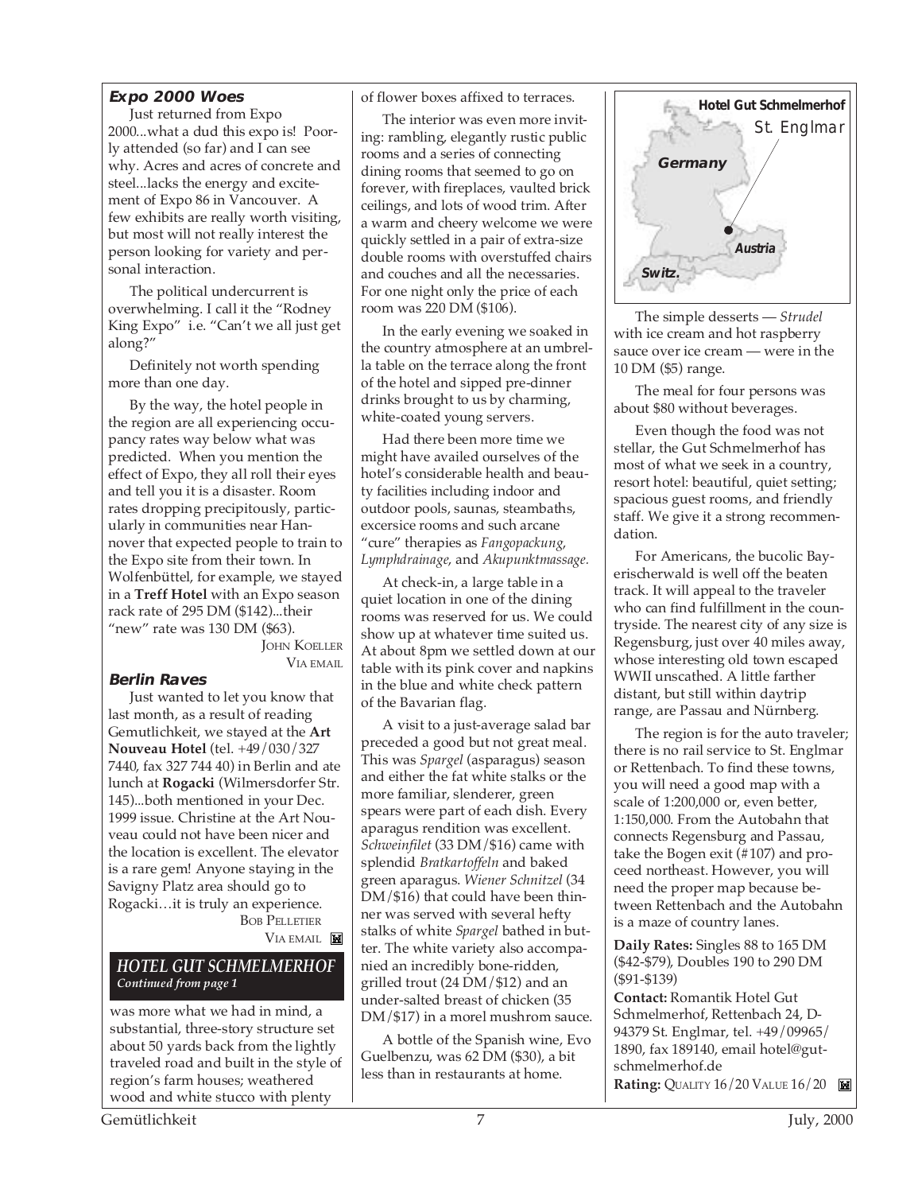### Expo 2000 Woes

Just returned from Expo 2000...what a dud this expo is! Poorly attended (so far) and I can see why. Acres and acres of concrete and steel...lacks the energy and excitement of Expo 86 in Vancouver. A few exhibits are really worth visiting, but most will not really interest the person looking for variety and personal interaction.

The political undercurrent is overwhelming. I call it the "Rodney King Expo" i.e. "Can't we all just get along?"

Definitely not worth spending more than one day.

By the way, the hotel people in the region are all experiencing occupancy rates way below what was predicted. When you mention the effect of Expo, they all roll their eyes and tell you it is a disaster. Room rates dropping precipitously, particularly in communities near Hannover that expected people to train to the Expo site from their town. In Wolfenbüttel, for example, we stayed in a **Treff Hotel** with an Expo season rack rate of 295 DM ($142)...their "new" rate was 130 DM ($63).

JOHN KOELLER
VIA EMAIL

### Berlin Raves

Just wanted to let you know that last month, as a result of reading Gemutlichkeit, we stayed at the **Art Nouveau Hotel** (tel. +49/030/327 7440, fax 327 744 40) in Berlin and ate lunch at **Rogacki** (Wilmersdorfer Str. 145)...both mentioned in your Dec. 1999 issue. Christine at the Art Nouveau could not have been nicer and the location is excellent. The elevator is a rare gem! Anyone staying in the Savigny Platz area should go to Rogacki…it is truly an experience.

BOB PELLETIER
VIA EMAIL

## HOTEL GUT SCHMELMERHOF
*Continued from page 1*

was more what we had in mind, a substantial, three-story structure set about 50 yards back from the lightly traveled road and built in the style of region's farm houses; weathered wood and white stucco with plenty of flower boxes affixed to terraces.

The interior was even more inviting: rambling, elegantly rustic public rooms and a series of connecting dining rooms that seemed to go on forever, with fireplaces, vaulted brick ceilings, and lots of wood trim. After a warm and cheery welcome we were quickly settled in a pair of extra-size double rooms with overstuffed chairs and couches and all the necessaries. For one night only the price of each room was 220 DM ($106).

In the early evening we soaked in the country atmosphere at an umbrella table on the terrace along the front of the hotel and sipped pre-dinner drinks brought to us by charming, white-coated young servers.

Had there been more time we might have availed ourselves of the hotel's considerable health and beauty facilities including indoor and outdoor pools, saunas, steambaths, excersice rooms and such arcane "cure" therapies as *Fangopackung*, *Lymphdrainage*, and *Akupunktmassage*.

At check-in, a large table in a quiet location in one of the dining rooms was reserved for us. We could show up at whatever time suited us. At about 8pm we settled down at our table with its pink cover and napkins in the blue and white check pattern of the Bavarian flag.

A visit to a just-average salad bar preceded a good but not great meal. This was *Spargel* (asparagus) season and either the fat white stalks or the more familiar, slenderer, green spears were part of each dish. Every aparagus rendition was excellent. *Schweinfilet* (33 DM/$16) came with splendid *Bratkartoffeln* and baked green aparagus. *Wiener Schnitzel* (34 DM/$16) that could have been thinner was served with several hefty stalks of white *Spargel* bathed in butter. The white variety also accompanied an incredibly bone-ridden, grilled trout (24 DM/$12) and an under-salted breast of chicken (35 DM/$17) in a morel mushrom sauce.

A bottle of the Spanish wine, Evo Guelbenzu, was 62 DM ($30), a bit less than in restaurants at home.

Hotel Gut Schmelmerhof — St. Englmar (map: Germany, Austria, Switz.)

The simple desserts — *Strudel* with ice cream and hot raspberry sauce over ice cream — were in the 10 DM ($5) range.

The meal for four persons was about $80 without beverages.

Even though the food was not stellar, the Gut Schmelmerhof has most of what we seek in a country, resort hotel: beautiful, quiet setting; spacious guest rooms, and friendly staff. We give it a strong recommendation.

For Americans, the bucolic Bayerischerwald is well off the beaten track. It will appeal to the traveler who can find fulfillment in the countryside. The nearest city of any size is Regensburg, just over 40 miles away, whose interesting old town escaped WWII unscathed. A little farther distant, but still within daytrip range, are Passau and Nürnberg.

The region is for the auto traveler; there is no rail service to St. Englmar or Rettenbach. To find these towns, you will need a good map with a scale of 1:200,000 or, even better, 1:150,000. From the Autobahn that connects Regensburg and Passau, take the Bogen exit (#107) and proceed northeast. However, you will need the proper map because between Rettenbach and the Autobahn is a maze of country lanes.

**Daily Rates:** Singles 88 to 165 DM ($42-$79), Doubles 190 to 290 DM ($91-$139)

**Contact:** Romantik Hotel Gut Schmelmerhof, Rettenbach 24, D-94379 St. Englmar, tel. +49/09965/1890, fax 189140, email hotel@gut-schmelmerhof.de

**Rating:** QUALITY 16/20 VALUE 16/20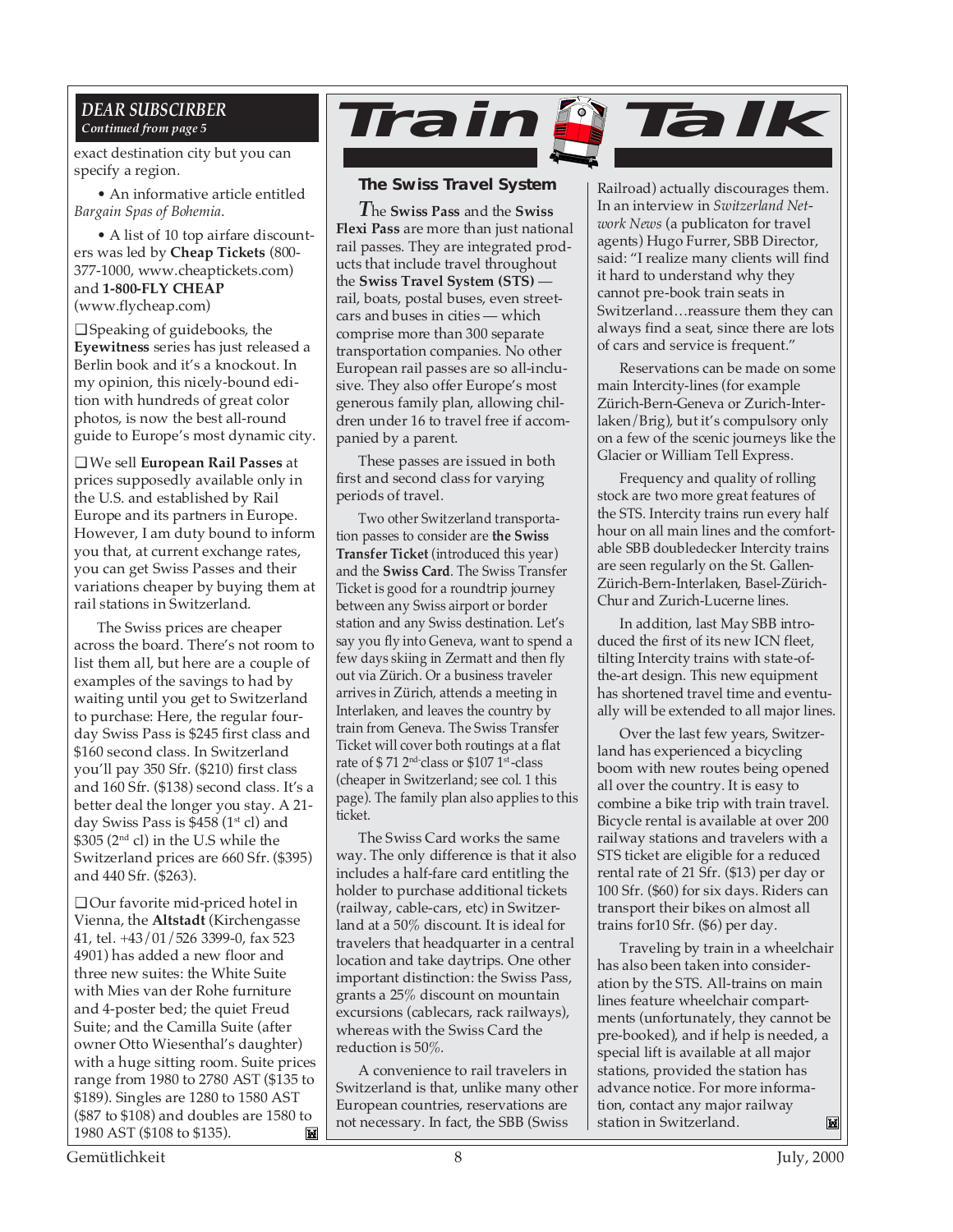### DEAR SUBSCRIBER

*Continued from page 5*

exact destination city but you can specify a region.

• An informative article entitled *Bargain Spas of Bohemia*.

• A list of 10 top airfare discounters was led by **Cheap Tickets** (800-377-1000, www.cheaptickets.com) and **1-800-FLY CHEAP** (www.flycheap.com)

❑ Speaking of guidebooks, the **Eyewitness** series has just released a Berlin book and it's a knockout. In my opinion, this nicely-bound edition with hundreds of great color photos, is now the best all-round guide to Europe's most dynamic city.

❑ We sell **European Rail Passes** at prices supposedly available only in the U.S. and established by Rail Europe and its partners in Europe. However, I am duty bound to inform you that, at current exchange rates, you can get Swiss Passes and their variations cheaper by buying them at rail stations in Switzerland.

The Swiss prices are cheaper across the board. There's not room to list them all, but here are a couple of examples of the savings to had by waiting until you get to Switzerland to purchase: Here, the regular four-day Swiss Pass is $245 first class and $160 second class. In Switzerland you'll pay 350 Sfr. ($210) first class and 160 Sfr. ($138) second class. It's a better deal the longer you stay. A 21-day Swiss Pass is $458 (1st cl) and $305 (2nd cl) in the U.S while the Switzerland prices are 660 Sfr. ($395) and 440 Sfr. ($263).

❑ Our favorite mid-priced hotel in Vienna, the **Altstadt** (Kirchengasse 41, tel. +43/01/526 3399-0, fax 523 4901) has added a new floor and three new suites: the White Suite with Mies van der Rohe furniture and 4-poster bed; the quiet Freud Suite; and the Camilla Suite (after owner Otto Wiesenthal's daughter) with a huge sitting room. Suite prices range from 1980 to 2780 AST ($135 to $189). Singles are 1280 to 1580 AST ($87 to $108) and doubles are 1580 to 1980 AST ($108 to $135).

# Train Talk

## The Swiss Travel System

*T*he **Swiss Pass** and the **Swiss Flexi Pass** are more than just national rail passes. They are integrated products that include travel throughout the **Swiss Travel System (STS)** — rail, boats, postal buses, even streetcars and buses in cities — which comprise more than 300 separate transportation companies. No other European rail passes are so all-inclusive. They also offer Europe's most generous family plan, allowing children under 16 to travel free if accompanied by a parent.

These passes are issued in both first and second class for varying periods of travel.

Two other Switzerland transportation passes to consider are **the Swiss Transfer Ticket** (introduced this year) and the **Swiss Card**. The Swiss Transfer Ticket is good for a roundtrip journey between any Swiss airport or border station and any Swiss destination. Let's say you fly into Geneva, want to spend a few days skiing in Zermatt and then fly out via Zürich. Or a business traveler arrives in Zürich, attends a meeting in Interlaken, and leaves the country by train from Geneva. The Swiss Transfer Ticket will cover both routings at a flat rate of $ 71 2nd-class or $107 1st-class (cheaper in Switzerland; see col. 1 this page). The family plan also applies to this ticket.

The Swiss Card works the same way. The only difference is that it also includes a half-fare card entitling the holder to purchase additional tickets (railway, cable-cars, etc) in Switzerland at a 50% discount. It is ideal for travelers that headquarter in a central location and take daytrips. One other important distinction: the Swiss Pass, grants a 25% discount on mountain excursions (cablecars, rack railways), whereas with the Swiss Card the reduction is 50%.

A convenience to rail travelers in Switzerland is that, unlike many other European countries, reservations are not necessary. In fact, the SBB (Swiss Railroad) actually discourages them. In an interview in *Switzerland Network News* (a publicaton for travel agents) Hugo Furrer, SBB Director, said: "I realize many clients will find it hard to understand why they cannot pre-book train seats in Switzerland…reassure them they can always find a seat, since there are lots of cars and service is frequent."

Reservations can be made on some main Intercity-lines (for example Zürich-Bern-Geneva or Zurich-Interlaken/Brig), but it's compulsory only on a few of the scenic journeys like the Glacier or William Tell Express.

Frequency and quality of rolling stock are two more great features of the STS. Intercity trains run every half hour on all main lines and the comfortable SBB doubledecker Intercity trains are seen regularly on the St. Gallen-Zürich-Bern-Interlaken, Basel-Zürich-Chur and Zurich-Lucerne lines.

In addition, last May SBB introduced the first of its new ICN fleet, tilting Intercity trains with state-of-the-art design. This new equipment has shortened travel time and eventually will be extended to all major lines.

Over the last few years, Switzerland has experienced a bicycling boom with new routes being opened all over the country. It is easy to combine a bike trip with train travel. Bicycle rental is available at over 200 railway stations and travelers with a STS ticket are eligible for a reduced rental rate of 21 Sfr. ($13) per day or 100 Sfr. ($60) for six days. Riders can transport their bikes on almost all trains for10 Sfr. ($6) per day.

Traveling by train in a wheelchair has also been taken into consideration by the STS. All-trains on main lines feature wheelchair compartments (unfortunately, they cannot be pre-booked), and if help is needed, a special lift is available at all major stations, provided the station has advance notice. For more information, contact any major railway station in Switzerland.